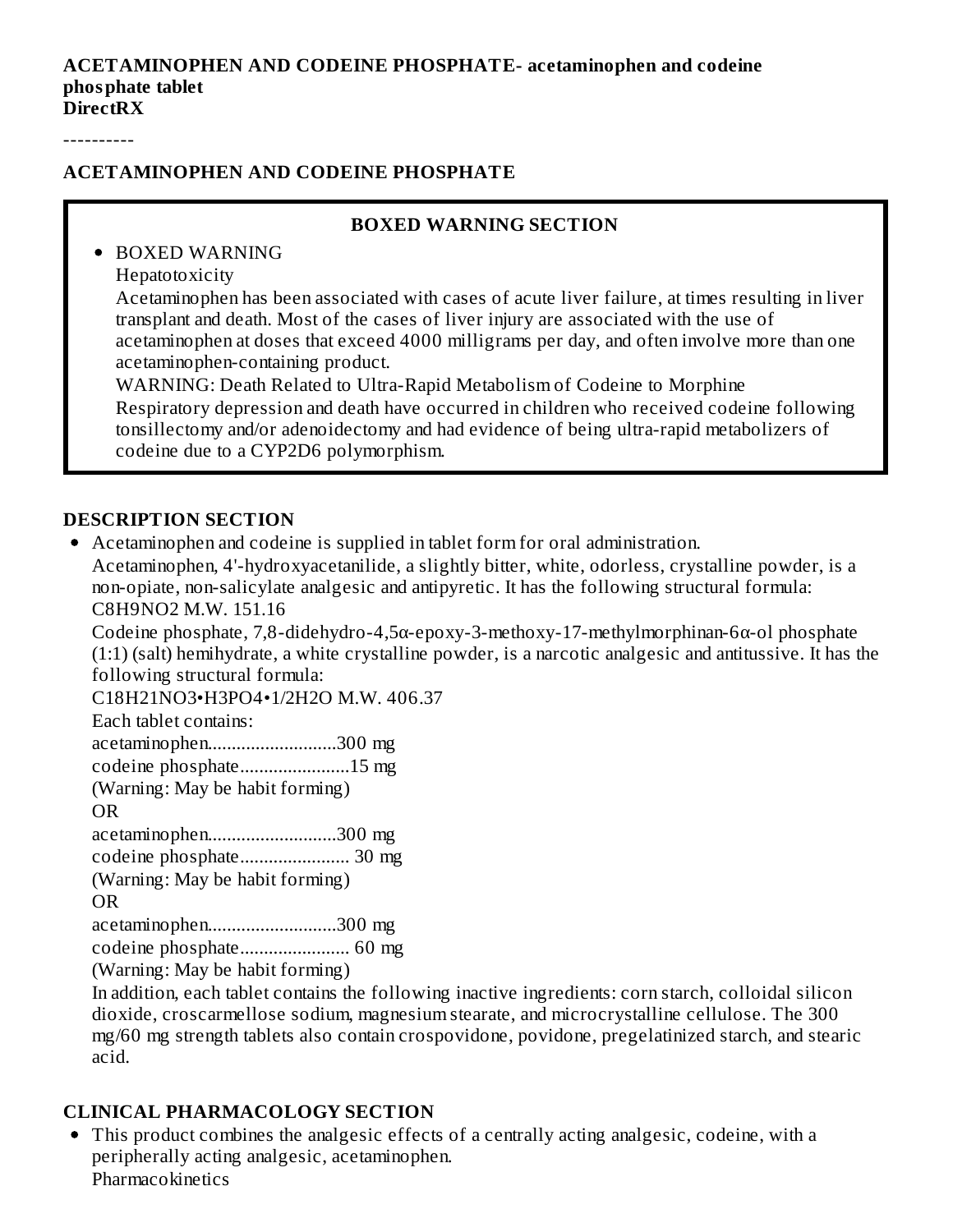**ACETAMINOPHEN AND CODEINE PHOSPHATE- acetaminophen and codeine phosphate tablet**
**DirectRX**

----------

## ACETAMINOPHEN AND CODEINE PHOSPHATE

### BOXED WARNING SECTION

- BOXED WARNING
  Hepatotoxicity
  Acetaminophen has been associated with cases of acute liver failure, at times resulting in liver transplant and death. Most of the cases of liver injury are associated with the use of acetaminophen at doses that exceed 4000 milligrams per day, and often involve more than one acetaminophen-containing product.
  WARNING: Death Related to Ultra-Rapid Metabolism of Codeine to Morphine
  Respiratory depression and death have occurred in children who received codeine following tonsillectomy and/or adenoidectomy and had evidence of being ultra-rapid metabolizers of codeine due to a CYP2D6 polymorphism.

## DESCRIPTION SECTION

- Acetaminophen and codeine is supplied in tablet form for oral administration.
  Acetaminophen, 4'-hydroxyacetanilide, a slightly bitter, white, odorless, crystalline powder, is a non-opiate, non-salicylate analgesic and antipyretic. It has the following structural formula:
  $C_8H_9NO_2$ M.W. 151.16
  Codeine phosphate, 7,8-didehydro-4,5α-epoxy-3-methoxy-17-methylmorphinan-6α-ol phosphate (1:1) (salt) hemihydrate, a white crystalline powder, is a narcotic analgesic and antitussive. It has the following structural formula:
  $C_{18}H_{21}NO_3 \cdot H_3PO_4 \cdot 1/2H_2O$ M.W. 406.37
  Each tablet contains:
  acetaminophen...........................300 mg
  codeine phosphate.......................15 mg
  (Warning: May be habit forming)
  OR
  acetaminophen...........................300 mg
  codeine phosphate....................... 30 mg
  (Warning: May be habit forming)
  OR
  acetaminophen...........................300 mg
  codeine phosphate....................... 60 mg
  (Warning: May be habit forming)
  In addition, each tablet contains the following inactive ingredients: corn starch, colloidal silicon dioxide, croscarmellose sodium, magnesium stearate, and microcrystalline cellulose. The 300 mg/60 mg strength tablets also contain crospovidone, povidone, pregelatinized starch, and stearic acid.

## CLINICAL PHARMACOLOGY SECTION

- This product combines the analgesic effects of a centrally acting analgesic, codeine, with a peripherally acting analgesic, acetaminophen.
  Pharmacokinetics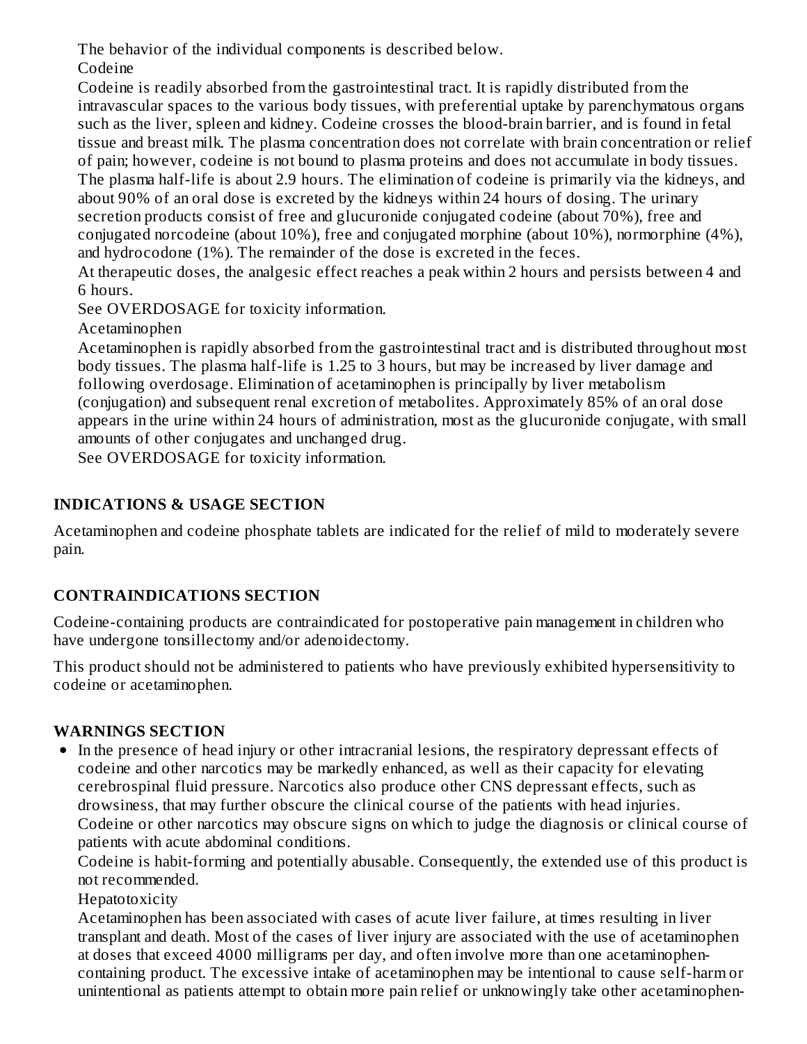The behavior of the individual components is described below.

Codeine

Codeine is readily absorbed from the gastrointestinal tract. It is rapidly distributed from the intravascular spaces to the various body tissues, with preferential uptake by parenchymatous organs such as the liver, spleen and kidney. Codeine crosses the blood-brain barrier, and is found in fetal tissue and breast milk. The plasma concentration does not correlate with brain concentration or relief of pain; however, codeine is not bound to plasma proteins and does not accumulate in body tissues. The plasma half-life is about 2.9 hours. The elimination of codeine is primarily via the kidneys, and about 90% of an oral dose is excreted by the kidneys within 24 hours of dosing. The urinary secretion products consist of free and glucuronide conjugated codeine (about 70%), free and conjugated norcodeine (about 10%), free and conjugated morphine (about 10%), normorphine (4%), and hydrocodone (1%). The remainder of the dose is excreted in the feces.

At therapeutic doses, the analgesic effect reaches a peak within 2 hours and persists between 4 and 6 hours.

See OVERDOSAGE for toxicity information.

Acetaminophen

Acetaminophen is rapidly absorbed from the gastrointestinal tract and is distributed throughout most body tissues. The plasma half-life is 1.25 to 3 hours, but may be increased by liver damage and following overdosage. Elimination of acetaminophen is principally by liver metabolism (conjugation) and subsequent renal excretion of metabolites. Approximately 85% of an oral dose appears in the urine within 24 hours of administration, most as the glucuronide conjugate, with small amounts of other conjugates and unchanged drug.

See OVERDOSAGE for toxicity information.

## INDICATIONS & USAGE SECTION

Acetaminophen and codeine phosphate tablets are indicated for the relief of mild to moderately severe pain.

## CONTRAINDICATIONS SECTION

Codeine-containing products are contraindicated for postoperative pain management in children who have undergone tonsillectomy and/or adenoidectomy.

This product should not be administered to patients who have previously exhibited hypersensitivity to codeine or acetaminophen.

## WARNINGS SECTION

- In the presence of head injury or other intracranial lesions, the respiratory depressant effects of codeine and other narcotics may be markedly enhanced, as well as their capacity for elevating cerebrospinal fluid pressure. Narcotics also produce other CNS depressant effects, such as drowsiness, that may further obscure the clinical course of the patients with head injuries.

  Codeine or other narcotics may obscure signs on which to judge the diagnosis or clinical course of patients with acute abdominal conditions.

  Codeine is habit-forming and potentially abusable. Consequently, the extended use of this product is not recommended.

  Hepatotoxicity

  Acetaminophen has been associated with cases of acute liver failure, at times resulting in liver transplant and death. Most of the cases of liver injury are associated with the use of acetaminophen at doses that exceed 4000 milligrams per day, and often involve more than one acetaminophen-containing product. The excessive intake of acetaminophen may be intentional to cause self-harm or unintentional as patients attempt to obtain more pain relief or unknowingly take other acetaminophen-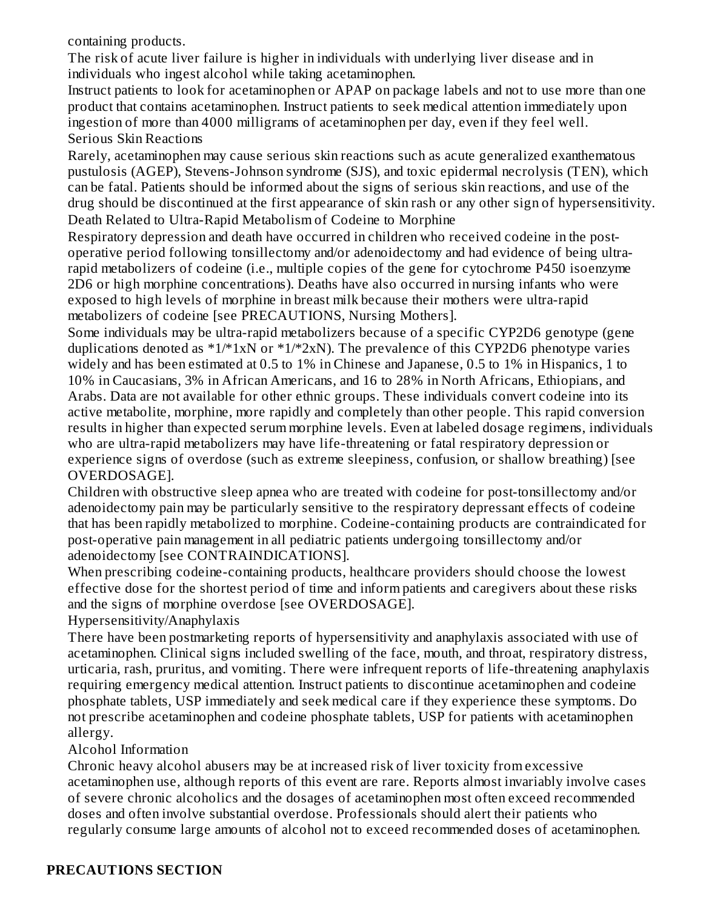containing products.

The risk of acute liver failure is higher in individuals with underlying liver disease and in individuals who ingest alcohol while taking acetaminophen.

Instruct patients to look for acetaminophen or APAP on package labels and not to use more than one product that contains acetaminophen. Instruct patients to seek medical attention immediately upon ingestion of more than 4000 milligrams of acetaminophen per day, even if they feel well.

Serious Skin Reactions

Rarely, acetaminophen may cause serious skin reactions such as acute generalized exanthematous pustulosis (AGEP), Stevens-Johnson syndrome (SJS), and toxic epidermal necrolysis (TEN), which can be fatal. Patients should be informed about the signs of serious skin reactions, and use of the drug should be discontinued at the first appearance of skin rash or any other sign of hypersensitivity.

Death Related to Ultra-Rapid Metabolism of Codeine to Morphine

Respiratory depression and death have occurred in children who received codeine in the post-operative period following tonsillectomy and/or adenoidectomy and had evidence of being ultra-rapid metabolizers of codeine (i.e., multiple copies of the gene for cytochrome P450 isoenzyme 2D6 or high morphine concentrations). Deaths have also occurred in nursing infants who were exposed to high levels of morphine in breast milk because their mothers were ultra-rapid metabolizers of codeine [see PRECAUTIONS, Nursing Mothers].

Some individuals may be ultra-rapid metabolizers because of a specific CYP2D6 genotype (gene duplications denoted as *1/*1xN or *1/*2xN). The prevalence of this CYP2D6 phenotype varies widely and has been estimated at 0.5 to 1% in Chinese and Japanese, 0.5 to 1% in Hispanics, 1 to 10% in Caucasians, 3% in African Americans, and 16 to 28% in North Africans, Ethiopians, and Arabs. Data are not available for other ethnic groups. These individuals convert codeine into its active metabolite, morphine, more rapidly and completely than other people. This rapid conversion results in higher than expected serum morphine levels. Even at labeled dosage regimens, individuals who are ultra-rapid metabolizers may have life-threatening or fatal respiratory depression or experience signs of overdose (such as extreme sleepiness, confusion, or shallow breathing) [see OVERDOSAGE].

Children with obstructive sleep apnea who are treated with codeine for post-tonsillectomy and/or adenoidectomy pain may be particularly sensitive to the respiratory depressant effects of codeine that has been rapidly metabolized to morphine. Codeine-containing products are contraindicated for post-operative pain management in all pediatric patients undergoing tonsillectomy and/or adenoidectomy [see CONTRAINDICATIONS].

When prescribing codeine-containing products, healthcare providers should choose the lowest effective dose for the shortest period of time and inform patients and caregivers about these risks and the signs of morphine overdose [see OVERDOSAGE].

Hypersensitivity/Anaphylaxis

There have been postmarketing reports of hypersensitivity and anaphylaxis associated with use of acetaminophen. Clinical signs included swelling of the face, mouth, and throat, respiratory distress, urticaria, rash, pruritus, and vomiting. There were infrequent reports of life-threatening anaphylaxis requiring emergency medical attention. Instruct patients to discontinue acetaminophen and codeine phosphate tablets, USP immediately and seek medical care if they experience these symptoms. Do not prescribe acetaminophen and codeine phosphate tablets, USP for patients with acetaminophen allergy.

Alcohol Information

Chronic heavy alcohol abusers may be at increased risk of liver toxicity from excessive acetaminophen use, although reports of this event are rare. Reports almost invariably involve cases of severe chronic alcoholics and the dosages of acetaminophen most often exceed recommended doses and often involve substantial overdose. Professionals should alert their patients who regularly consume large amounts of alcohol not to exceed recommended doses of acetaminophen.

## PRECAUTIONS SECTION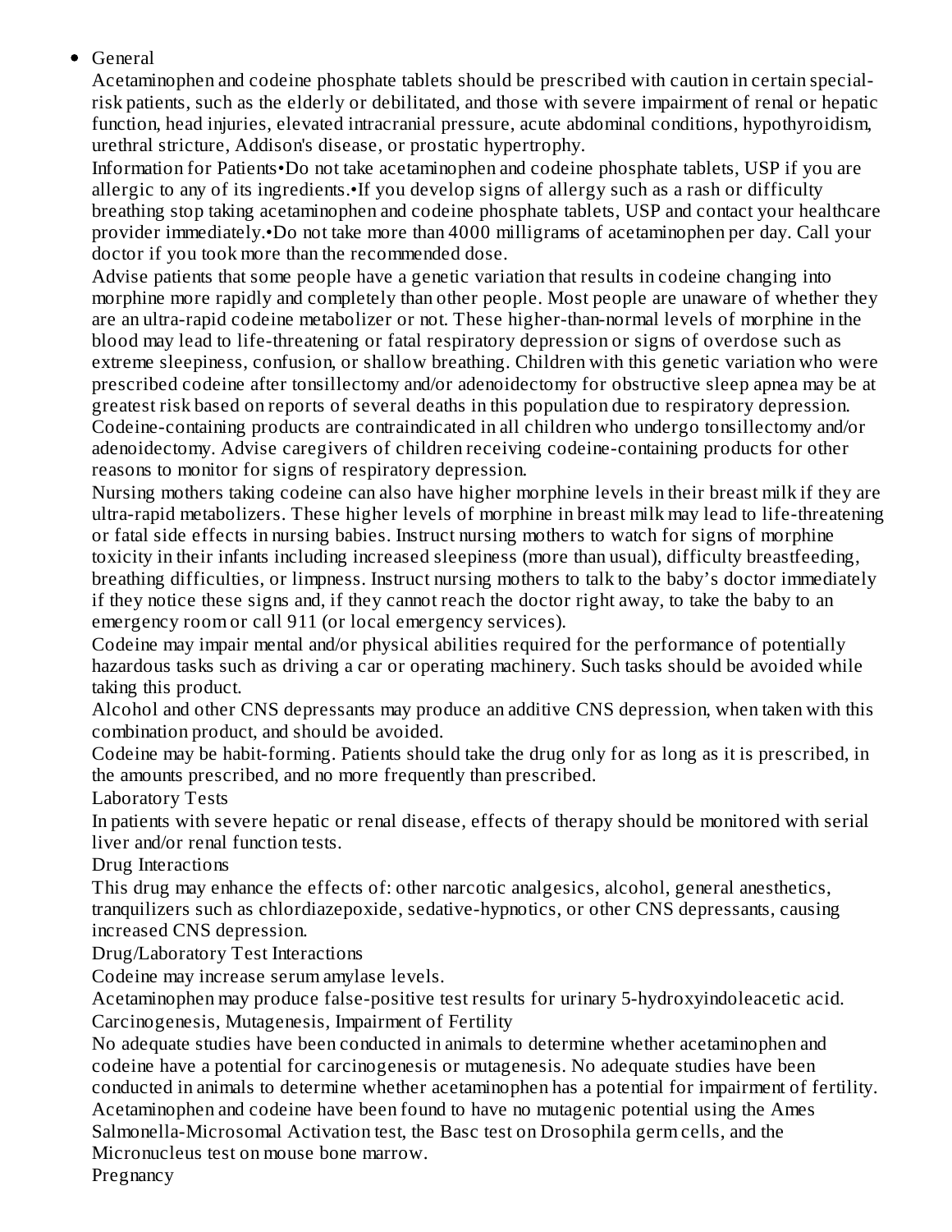- General

Acetaminophen and codeine phosphate tablets should be prescribed with caution in certain special-risk patients, such as the elderly or debilitated, and those with severe impairment of renal or hepatic function, head injuries, elevated intracranial pressure, acute abdominal conditions, hypothyroidism, urethral stricture, Addison's disease, or prostatic hypertrophy.

Information for Patients•Do not take acetaminophen and codeine phosphate tablets, USP if you are allergic to any of its ingredients.•If you develop signs of allergy such as a rash or difficulty breathing stop taking acetaminophen and codeine phosphate tablets, USP and contact your healthcare provider immediately.•Do not take more than 4000 milligrams of acetaminophen per day. Call your doctor if you took more than the recommended dose.

Advise patients that some people have a genetic variation that results in codeine changing into morphine more rapidly and completely than other people. Most people are unaware of whether they are an ultra-rapid codeine metabolizer or not. These higher-than-normal levels of morphine in the blood may lead to life-threatening or fatal respiratory depression or signs of overdose such as extreme sleepiness, confusion, or shallow breathing. Children with this genetic variation who were prescribed codeine after tonsillectomy and/or adenoidectomy for obstructive sleep apnea may be at greatest risk based on reports of several deaths in this population due to respiratory depression. Codeine-containing products are contraindicated in all children who undergo tonsillectomy and/or adenoidectomy. Advise caregivers of children receiving codeine-containing products for other reasons to monitor for signs of respiratory depression.

Nursing mothers taking codeine can also have higher morphine levels in their breast milk if they are ultra-rapid metabolizers. These higher levels of morphine in breast milk may lead to life-threatening or fatal side effects in nursing babies. Instruct nursing mothers to watch for signs of morphine toxicity in their infants including increased sleepiness (more than usual), difficulty breastfeeding, breathing difficulties, or limpness. Instruct nursing mothers to talk to the baby's doctor immediately if they notice these signs and, if they cannot reach the doctor right away, to take the baby to an emergency room or call 911 (or local emergency services).

Codeine may impair mental and/or physical abilities required for the performance of potentially hazardous tasks such as driving a car or operating machinery. Such tasks should be avoided while taking this product.

Alcohol and other CNS depressants may produce an additive CNS depression, when taken with this combination product, and should be avoided.

Codeine may be habit-forming. Patients should take the drug only for as long as it is prescribed, in the amounts prescribed, and no more frequently than prescribed.

Laboratory Tests

In patients with severe hepatic or renal disease, effects of therapy should be monitored with serial liver and/or renal function tests.

Drug Interactions

This drug may enhance the effects of: other narcotic analgesics, alcohol, general anesthetics, tranquilizers such as chlordiazepoxide, sedative-hypnotics, or other CNS depressants, causing increased CNS depression.

Drug/Laboratory Test Interactions

Codeine may increase serum amylase levels.

Acetaminophen may produce false-positive test results for urinary 5-hydroxyindoleacetic acid.

Carcinogenesis, Mutagenesis, Impairment of Fertility

No adequate studies have been conducted in animals to determine whether acetaminophen and codeine have a potential for carcinogenesis or mutagenesis. No adequate studies have been conducted in animals to determine whether acetaminophen has a potential for impairment of fertility. Acetaminophen and codeine have been found to have no mutagenic potential using the Ames Salmonella-Microsomal Activation test, the Basc test on Drosophila germ cells, and the Micronucleus test on mouse bone marrow.

Pregnancy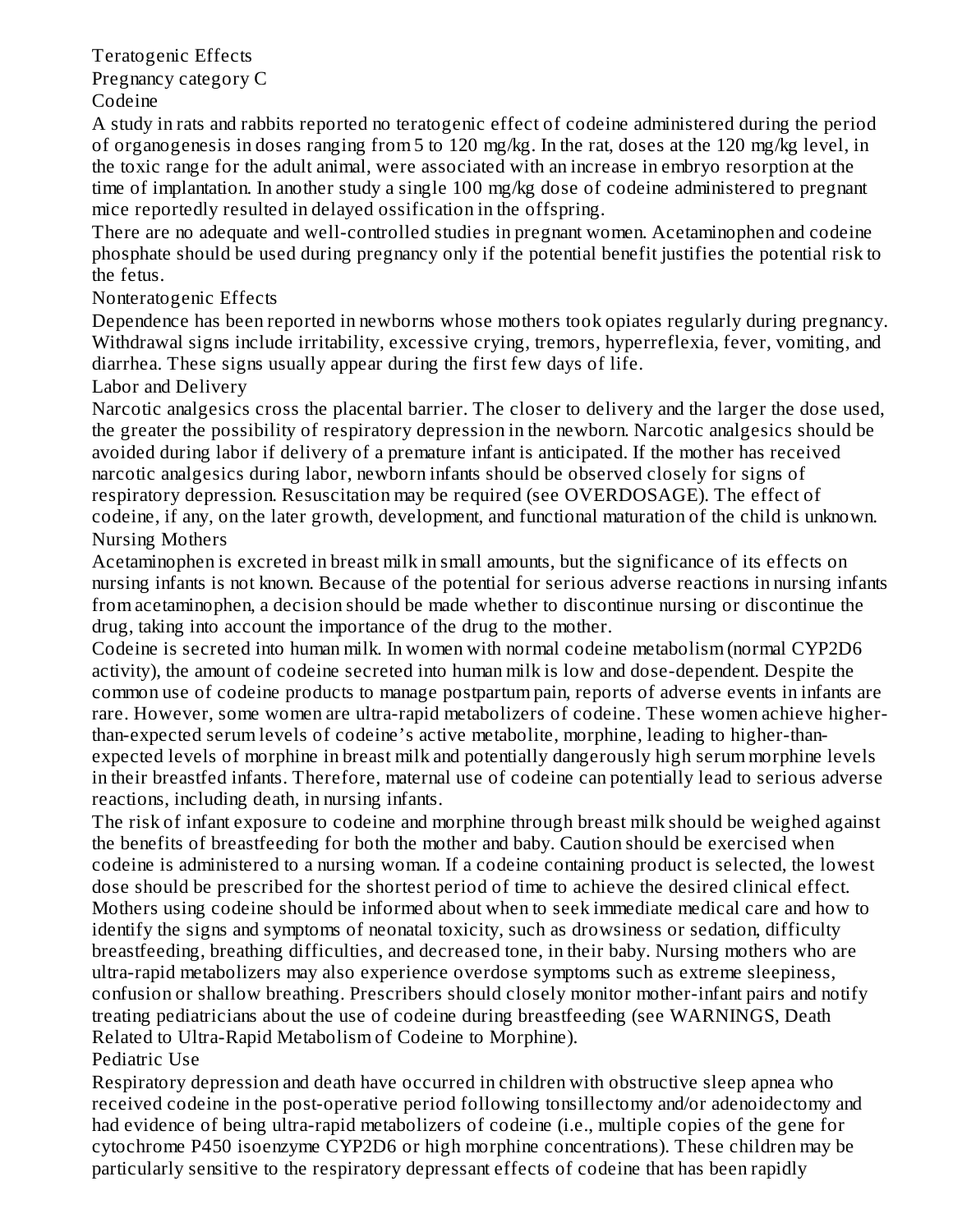### Teratogenic Effects

Pregnancy category C

#### Codeine

A study in rats and rabbits reported no teratogenic effect of codeine administered during the period of organogenesis in doses ranging from 5 to 120 mg/kg. In the rat, doses at the 120 mg/kg level, in the toxic range for the adult animal, were associated with an increase in embryo resorption at the time of implantation. In another study a single 100 mg/kg dose of codeine administered to pregnant mice reportedly resulted in delayed ossification in the offspring.

There are no adequate and well-controlled studies in pregnant women. Acetaminophen and codeine phosphate should be used during pregnancy only if the potential benefit justifies the potential risk to the fetus.

### Nonteratogenic Effects

Dependence has been reported in newborns whose mothers took opiates regularly during pregnancy. Withdrawal signs include irritability, excessive crying, tremors, hyperreflexia, fever, vomiting, and diarrhea. These signs usually appear during the first few days of life.

### Labor and Delivery

Narcotic analgesics cross the placental barrier. The closer to delivery and the larger the dose used, the greater the possibility of respiratory depression in the newborn. Narcotic analgesics should be avoided during labor if delivery of a premature infant is anticipated. If the mother has received narcotic analgesics during labor, newborn infants should be observed closely for signs of respiratory depression. Resuscitation may be required (see OVERDOSAGE). The effect of codeine, if any, on the later growth, development, and functional maturation of the child is unknown.

### Nursing Mothers

Acetaminophen is excreted in breast milk in small amounts, but the significance of its effects on nursing infants is not known. Because of the potential for serious adverse reactions in nursing infants from acetaminophen, a decision should be made whether to discontinue nursing or discontinue the drug, taking into account the importance of the drug to the mother.

Codeine is secreted into human milk. In women with normal codeine metabolism (normal CYP2D6 activity), the amount of codeine secreted into human milk is low and dose-dependent. Despite the common use of codeine products to manage postpartum pain, reports of adverse events in infants are rare. However, some women are ultra-rapid metabolizers of codeine. These women achieve higher-than-expected serum levels of codeine's active metabolite, morphine, leading to higher-than-expected levels of morphine in breast milk and potentially dangerously high serum morphine levels in their breastfed infants. Therefore, maternal use of codeine can potentially lead to serious adverse reactions, including death, in nursing infants.

The risk of infant exposure to codeine and morphine through breast milk should be weighed against the benefits of breastfeeding for both the mother and baby. Caution should be exercised when codeine is administered to a nursing woman. If a codeine containing product is selected, the lowest dose should be prescribed for the shortest period of time to achieve the desired clinical effect. Mothers using codeine should be informed about when to seek immediate medical care and how to identify the signs and symptoms of neonatal toxicity, such as drowsiness or sedation, difficulty breastfeeding, breathing difficulties, and decreased tone, in their baby. Nursing mothers who are ultra-rapid metabolizers may also experience overdose symptoms such as extreme sleepiness, confusion or shallow breathing. Prescribers should closely monitor mother-infant pairs and notify treating pediatricians about the use of codeine during breastfeeding (see WARNINGS, Death Related to Ultra-Rapid Metabolism of Codeine to Morphine).

### Pediatric Use

Respiratory depression and death have occurred in children with obstructive sleep apnea who received codeine in the post-operative period following tonsillectomy and/or adenoidectomy and had evidence of being ultra-rapid metabolizers of codeine (i.e., multiple copies of the gene for cytochrome P450 isoenzyme CYP2D6 or high morphine concentrations). These children may be particularly sensitive to the respiratory depressant effects of codeine that has been rapidly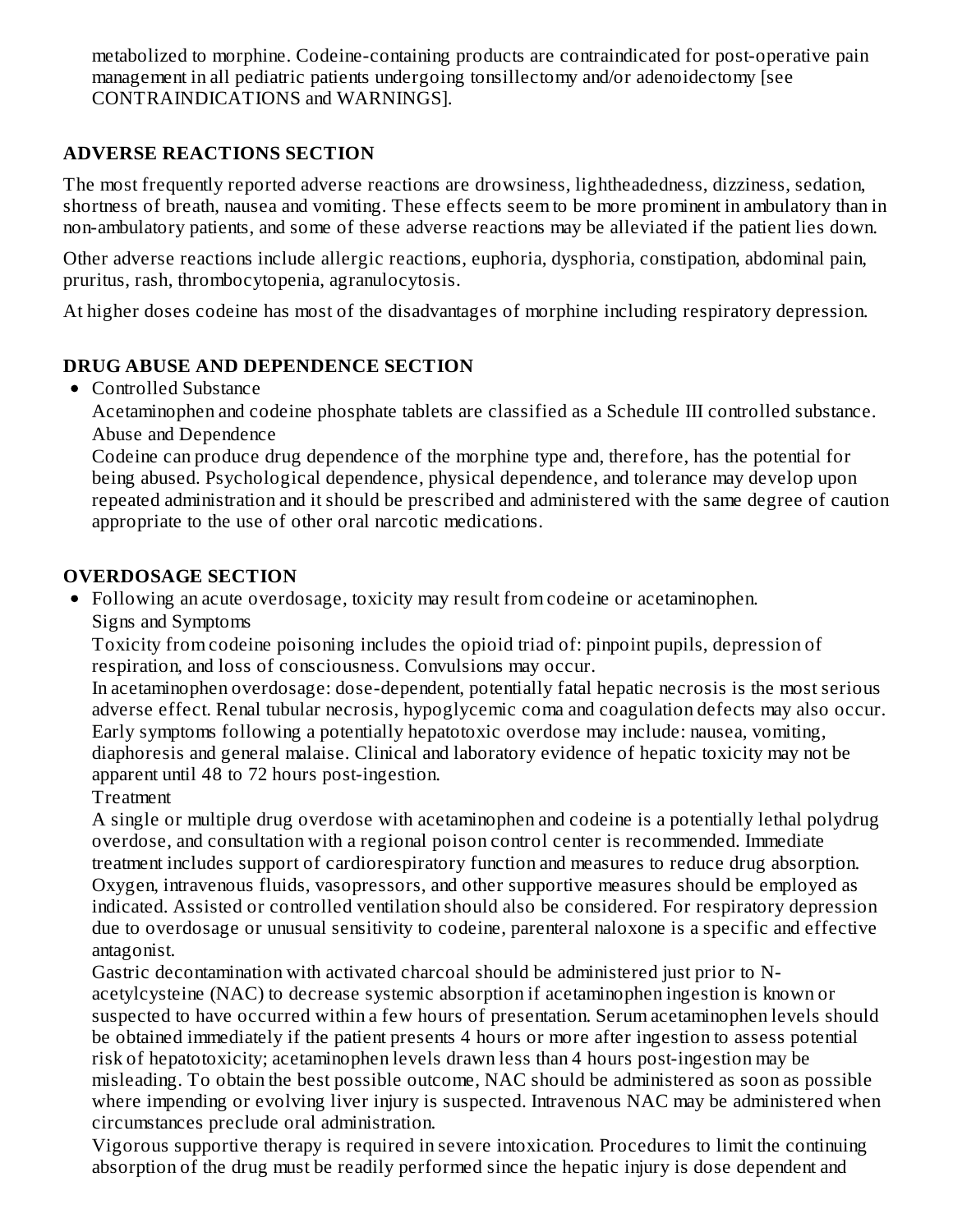metabolized to morphine. Codeine-containing products are contraindicated for post-operative pain management in all pediatric patients undergoing tonsillectomy and/or adenoidectomy [see CONTRAINDICATIONS and WARNINGS].

## ADVERSE REACTIONS SECTION

The most frequently reported adverse reactions are drowsiness, lightheadedness, dizziness, sedation, shortness of breath, nausea and vomiting. These effects seem to be more prominent in ambulatory than in non-ambulatory patients, and some of these adverse reactions may be alleviated if the patient lies down.

Other adverse reactions include allergic reactions, euphoria, dysphoria, constipation, abdominal pain, pruritus, rash, thrombocytopenia, agranulocytosis.

At higher doses codeine has most of the disadvantages of morphine including respiratory depression.

## DRUG ABUSE AND DEPENDENCE SECTION

- Controlled Substance
  Acetaminophen and codeine phosphate tablets are classified as a Schedule III controlled substance.
  Abuse and Dependence
  Codeine can produce drug dependence of the morphine type and, therefore, has the potential for being abused. Psychological dependence, physical dependence, and tolerance may develop upon repeated administration and it should be prescribed and administered with the same degree of caution appropriate to the use of other oral narcotic medications.

## OVERDOSAGE SECTION

- Following an acute overdosage, toxicity may result from codeine or acetaminophen.
  Signs and Symptoms
  Toxicity from codeine poisoning includes the opioid triad of: pinpoint pupils, depression of respiration, and loss of consciousness. Convulsions may occur.
  In acetaminophen overdosage: dose-dependent, potentially fatal hepatic necrosis is the most serious adverse effect. Renal tubular necrosis, hypoglycemic coma and coagulation defects may also occur. Early symptoms following a potentially hepatotoxic overdose may include: nausea, vomiting, diaphoresis and general malaise. Clinical and laboratory evidence of hepatic toxicity may not be apparent until 48 to 72 hours post-ingestion.
  Treatment
  A single or multiple drug overdose with acetaminophen and codeine is a potentially lethal polydrug overdose, and consultation with a regional poison control center is recommended. Immediate treatment includes support of cardiorespiratory function and measures to reduce drug absorption. Oxygen, intravenous fluids, vasopressors, and other supportive measures should be employed as indicated. Assisted or controlled ventilation should also be considered. For respiratory depression due to overdosage or unusual sensitivity to codeine, parenteral naloxone is a specific and effective antagonist.
  Gastric decontamination with activated charcoal should be administered just prior to N-acetylcysteine (NAC) to decrease systemic absorption if acetaminophen ingestion is known or suspected to have occurred within a few hours of presentation. Serum acetaminophen levels should be obtained immediately if the patient presents 4 hours or more after ingestion to assess potential risk of hepatotoxicity; acetaminophen levels drawn less than 4 hours post-ingestion may be misleading. To obtain the best possible outcome, NAC should be administered as soon as possible where impending or evolving liver injury is suspected. Intravenous NAC may be administered when circumstances preclude oral administration.
  Vigorous supportive therapy is required in severe intoxication. Procedures to limit the continuing absorption of the drug must be readily performed since the hepatic injury is dose dependent and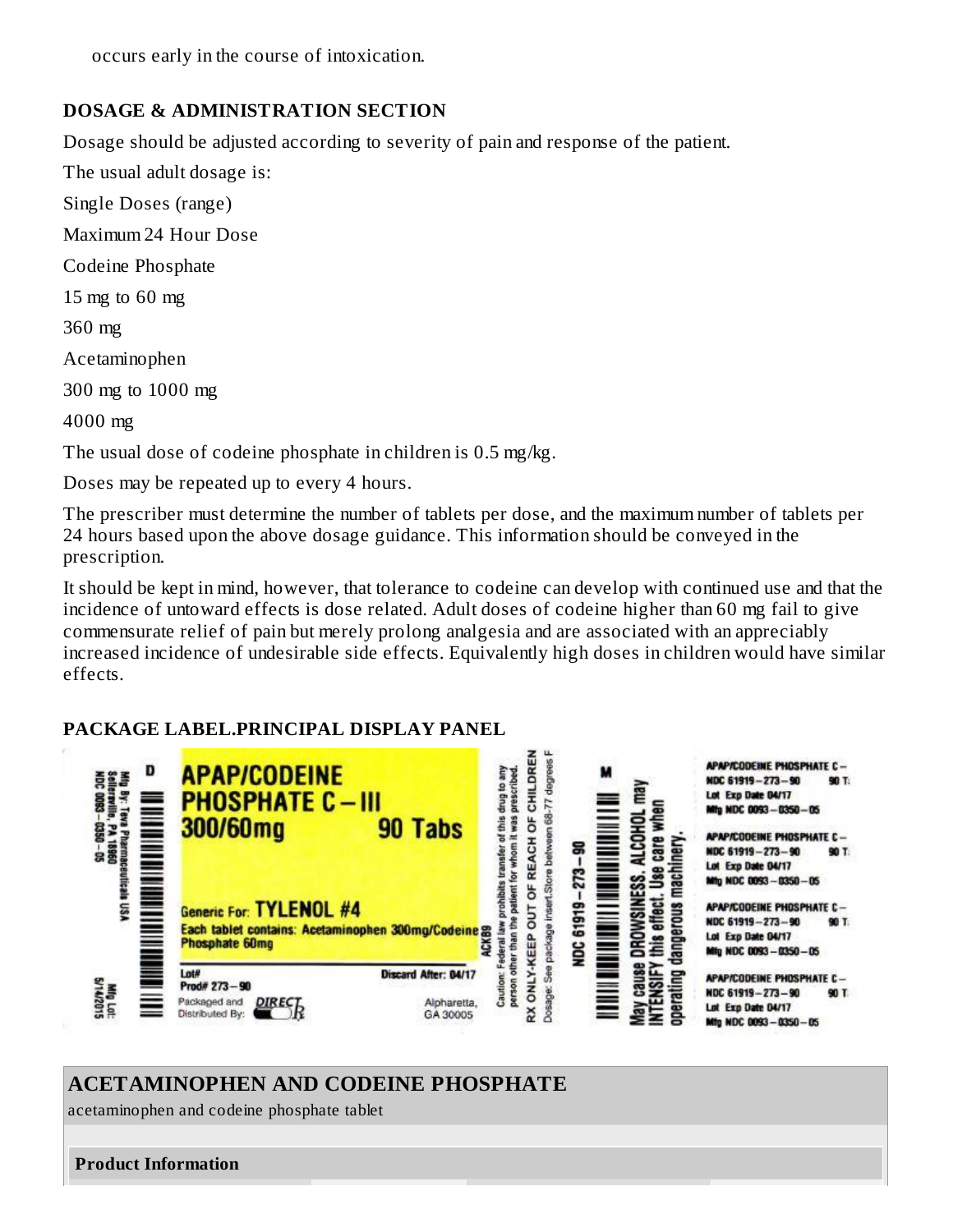occurs early in the course of intoxication.

## DOSAGE & ADMINISTRATION SECTION

Dosage should be adjusted according to severity of pain and response of the patient.

The usual adult dosage is:

| | Single Doses (range) | Maximum 24 Hour Dose |
|---|---|---|
| Codeine Phosphate | 15 mg to 60 mg | 360 mg |
| Acetaminophen | 300 mg to 1000 mg | 4000 mg |

The usual dose of codeine phosphate in children is 0.5 mg/kg.

Doses may be repeated up to every 4 hours.

The prescriber must determine the number of tablets per dose, and the maximum number of tablets per 24 hours based upon the above dosage guidance. This information should be conveyed in the prescription.

It should be kept in mind, however, that tolerance to codeine can develop with continued use and that the incidence of untoward effects is dose related. Adult doses of codeine higher than 60 mg fail to give commensurate relief of pain but merely prolong analgesia and are associated with an appreciably increased incidence of undesirable side effects. Equivalently high doses in children would have similar effects.

## PACKAGE LABEL.PRINCIPAL DISPLAY PANEL

Mfg By: Teva Pharmaceuticals USA
Sellersville, PA 18960
NDC 0093-0350-05

**APAP/CODEINE PHOSPHATE C-III**
**300/60mg** **90 Tabs**

Generic For: **TYLENOL #4**
Each tablet contains: Acetaminophen 300mg/Codeine Phosphate 60mg

Lot#
Prod# 273-90
Discard After: 04/17
Packaged and Distributed By: DIRECT Rx
Alpharetta, GA 30005

Caution: Federal law prohibits transfer of this drug to any person other than the patient for whom it was prescribed.
RX ONLY-KEEP OUT OF REACH OF CHILDREN
Dosage: See package insert. Store between 68-77 degrees F

NDC 61919-273-90

May cause DROWSINESS. ALCOHOL may INTENSIFY this effect. Use care when operating dangerous machinery.

Mfg Lot:
5/14/2015

APAP/CODEINE PHOSPHATE C-
NDC 61919-273-90 90 T
Lot Exp Date 04/17
Mfg NDC 0093-0350-05

## ACETAMINOPHEN AND CODEINE PHOSPHATE

acetaminophen and codeine phosphate tablet

**Product Information**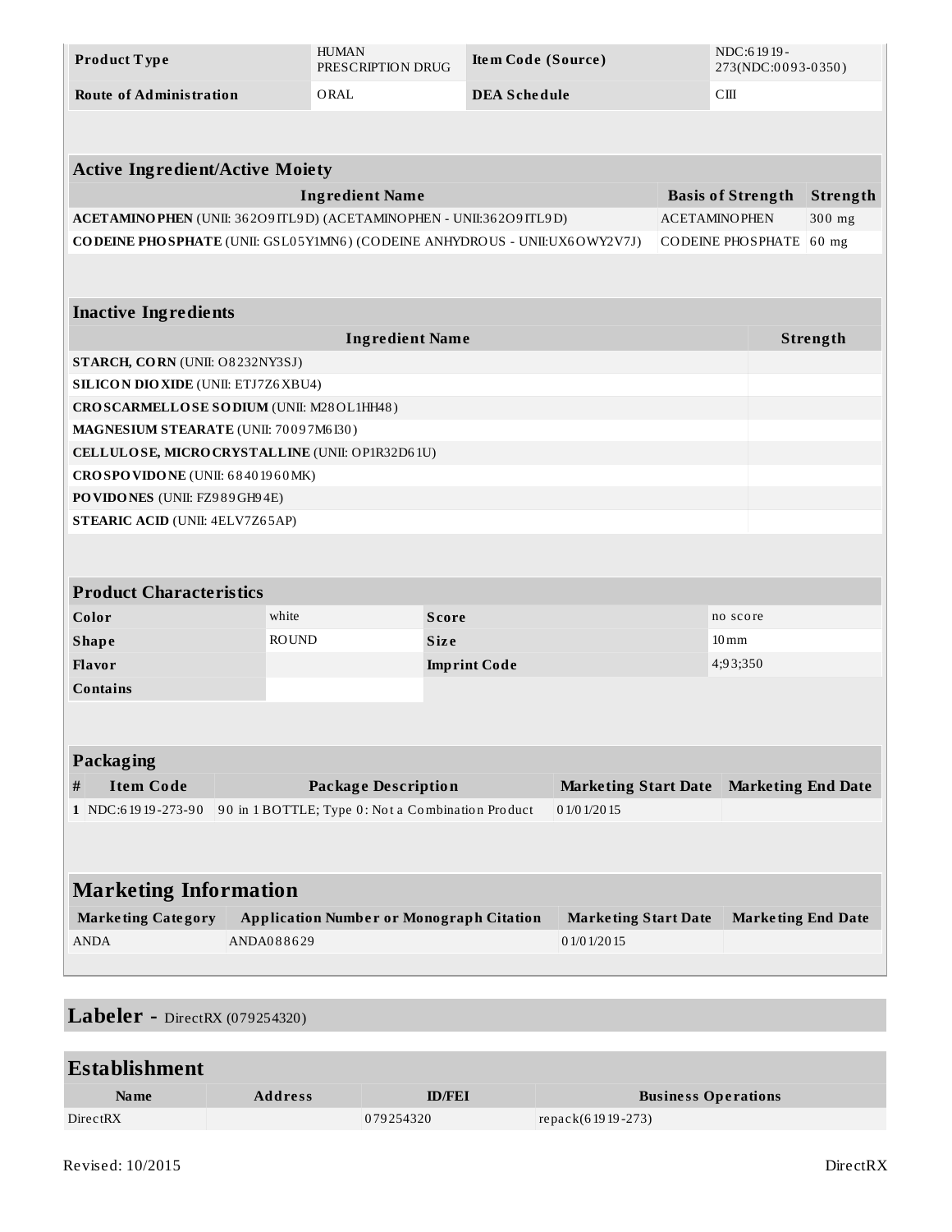| | | | |
|---|---|---|---|
| **Product Type** | HUMAN PRESCRIPTION DRUG | **Item Code (Source)** | NDC:61919-273(NDC:0093-0350) |
| **Route of Administration** | ORAL | **DEA Schedule** | CIII |

## Active Ingredient/Active Moiety

| Ingredient Name | Basis of Strength | Strength |
|---|---|---|
| **ACETAMINOPHEN** (UNII: 362O9ITL9D) (ACETAMINOPHEN - UNII:362O9ITL9D) | ACETAMINOPHEN | 300 mg |
| **CODEINE PHOSPHATE** (UNII: GSL05Y1MN6) (CODEINE ANHYDROUS - UNII:UX6OWY2V7J) | CODEINE PHOSPHATE | 60 mg |

## Inactive Ingredients

| Ingredient Name | Strength |
|---|---|
| **STARCH, CORN** (UNII: O8232NY3SJ) | |
| **SILICON DIOXIDE** (UNII: ETJ7Z6XBU4) | |
| **CROSCARMELLOSE SODIUM** (UNII: M28OL1HH48) | |
| **MAGNESIUM STEARATE** (UNII: 70097M6I30) | |
| **CELLULOSE, MICROCRYSTALLINE** (UNII: OP1R32D61U) | |
| **CROSPOVIDONE** (UNII: 68401960MK) | |
| **POVIDONES** (UNII: FZ989GH94E) | |
| **STEARIC ACID** (UNII: 4ELV7Z65AP) | |

## Product Characteristics

| | | | |
|---|---|---|---|
| **Color** | white | **Score** | no score |
| **Shape** | ROUND | **Size** | 10mm |
| **Flavor** | | **Imprint Code** | 4;93;350 |
| **Contains** | | | |

## Packaging

| # | Item Code | Package Description | Marketing Start Date | Marketing End Date |
|---|---|---|---|---|
| 1 | NDC:61919-273-90 | 90 in 1 BOTTLE; Type 0: Not a Combination Product | 01/01/2015 | |

## Marketing Information

| Marketing Category | Application Number or Monograph Citation | Marketing Start Date | Marketing End Date |
|---|---|---|---|
| ANDA | ANDA088629 | 01/01/2015 | |

## Labeler - DirectRX (079254320)

## Establishment

| Name | Address | ID/FEI | Business Operations |
|---|---|---|---|
| DirectRX | | 079254320 | repack(61919-273) |

Revised: 10/2015

DirectRX